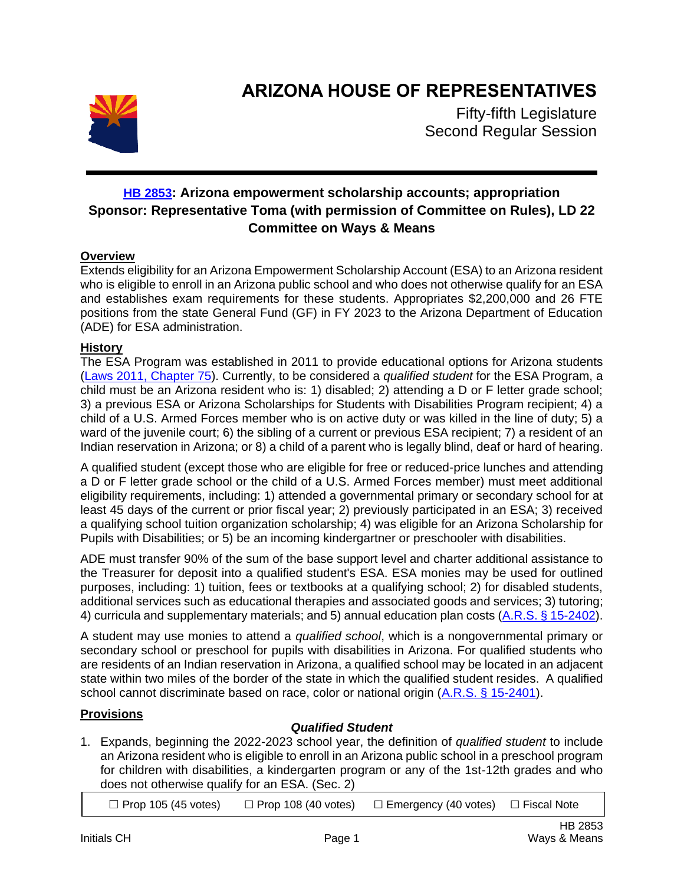# ARIZONA HOUSE OF REPRESENTATIVES

Fifty-fifth Legislature
Second Regular Session

## HB 2853: Arizona empowerment scholarship accounts; appropriation
## Sponsor: Representative Toma (with permission of Committee on Rules), LD 22
## Committee on Ways & Means

### Overview

Extends eligibility for an Arizona Empowerment Scholarship Account (ESA) to an Arizona resident who is eligible to enroll in an Arizona public school and who does not otherwise qualify for an ESA and establishes exam requirements for these students. Appropriates $2,200,000 and 26 FTE positions from the state General Fund (GF) in FY 2023 to the Arizona Department of Education (ADE) for ESA administration.

### History

The ESA Program was established in 2011 to provide educational options for Arizona students (Laws 2011, Chapter 75). Currently, to be considered a *qualified student* for the ESA Program, a child must be an Arizona resident who is: 1) disabled; 2) attending a D or F letter grade school; 3) a previous ESA or Arizona Scholarships for Students with Disabilities Program recipient; 4) a child of a U.S. Armed Forces member who is on active duty or was killed in the line of duty; 5) a ward of the juvenile court; 6) the sibling of a current or previous ESA recipient; 7) a resident of an Indian reservation in Arizona; or 8) a child of a parent who is legally blind, deaf or hard of hearing.

A qualified student (except those who are eligible for free or reduced-price lunches and attending a D or F letter grade school or the child of a U.S. Armed Forces member) must meet additional eligibility requirements, including: 1) attended a governmental primary or secondary school for at least 45 days of the current or prior fiscal year; 2) previously participated in an ESA; 3) received a qualifying school tuition organization scholarship; 4) was eligible for an Arizona Scholarship for Pupils with Disabilities; or 5) be an incoming kindergartner or preschooler with disabilities.

ADE must transfer 90% of the sum of the base support level and charter additional assistance to the Treasurer for deposit into a qualified student's ESA. ESA monies may be used for outlined purposes, including: 1) tuition, fees or textbooks at a qualifying school; 2) for disabled students, additional services such as educational therapies and associated goods and services; 3) tutoring; 4) curricula and supplementary materials; and 5) annual education plan costs (A.R.S. § 15-2402).

A student may use monies to attend a *qualified school*, which is a nongovernmental primary or secondary school or preschool for pupils with disabilities in Arizona. For qualified students who are residents of an Indian reservation in Arizona, a qualified school may be located in an adjacent state within two miles of the border of the state in which the qualified student resides. A qualified school cannot discriminate based on race, color or national origin (A.R.S. § 15-2401).

### Provisions

***Qualified Student***

1. Expands, beginning the 2022-2023 school year, the definition of *qualified student* to include an Arizona resident who is eligible to enroll in an Arizona public school in a preschool program for children with disabilities, a kindergarten program or any of the 1st-12th grades and who does not otherwise qualify for an ESA. (Sec. 2)

☐ Prop 105 (45 votes) ☐ Prop 108 (40 votes) ☐ Emergency (40 votes) ☐ Fiscal Note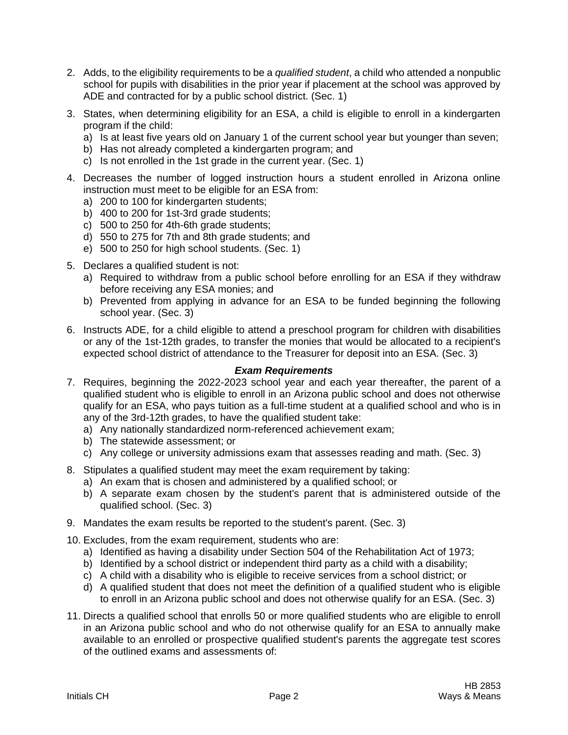2. Adds, to the eligibility requirements to be a *qualified student*, a child who attended a nonpublic school for pupils with disabilities in the prior year if placement at the school was approved by ADE and contracted for by a public school district. (Sec. 1)

3. States, when determining eligibility for an ESA, a child is eligible to enroll in a kindergarten program if the child:
   a) Is at least five years old on January 1 of the current school year but younger than seven;
   b) Has not already completed a kindergarten program; and
   c) Is not enrolled in the 1st grade in the current year. (Sec. 1)

4. Decreases the number of logged instruction hours a student enrolled in Arizona online instruction must meet to be eligible for an ESA from:
   a) 200 to 100 for kindergarten students;
   b) 400 to 200 for 1st-3rd grade students;
   c) 500 to 250 for 4th-6th grade students;
   d) 550 to 275 for 7th and 8th grade students; and
   e) 500 to 250 for high school students. (Sec. 1)

5. Declares a qualified student is not:
   a) Required to withdraw from a public school before enrolling for an ESA if they withdraw before receiving any ESA monies; and
   b) Prevented from applying in advance for an ESA to be funded beginning the following school year. (Sec. 3)

6. Instructs ADE, for a child eligible to attend a preschool program for children with disabilities or any of the 1st-12th grades, to transfer the monies that would be allocated to a recipient's expected school district of attendance to the Treasurer for deposit into an ESA. (Sec. 3)

### *Exam Requirements*

7. Requires, beginning the 2022-2023 school year and each year thereafter, the parent of a qualified student who is eligible to enroll in an Arizona public school and does not otherwise qualify for an ESA, who pays tuition as a full-time student at a qualified school and who is in any of the 3rd-12th grades, to have the qualified student take:
   a) Any nationally standardized norm-referenced achievement exam;
   b) The statewide assessment; or
   c) Any college or university admissions exam that assesses reading and math. (Sec. 3)

8. Stipulates a qualified student may meet the exam requirement by taking:
   a) An exam that is chosen and administered by a qualified school; or
   b) A separate exam chosen by the student's parent that is administered outside of the qualified school. (Sec. 3)

9. Mandates the exam results be reported to the student's parent. (Sec. 3)

10. Excludes, from the exam requirement, students who are:
    a) Identified as having a disability under Section 504 of the Rehabilitation Act of 1973;
    b) Identified by a school district or independent third party as a child with a disability;
    c) A child with a disability who is eligible to receive services from a school district; or
    d) A qualified student that does not meet the definition of a qualified student who is eligible to enroll in an Arizona public school and does not otherwise qualify for an ESA. (Sec. 3)

11. Directs a qualified school that enrolls 50 or more qualified students who are eligible to enroll in an Arizona public school and who do not otherwise qualify for an ESA to annually make available to an enrolled or prospective qualified student's parents the aggregate test scores of the outlined exams and assessments of: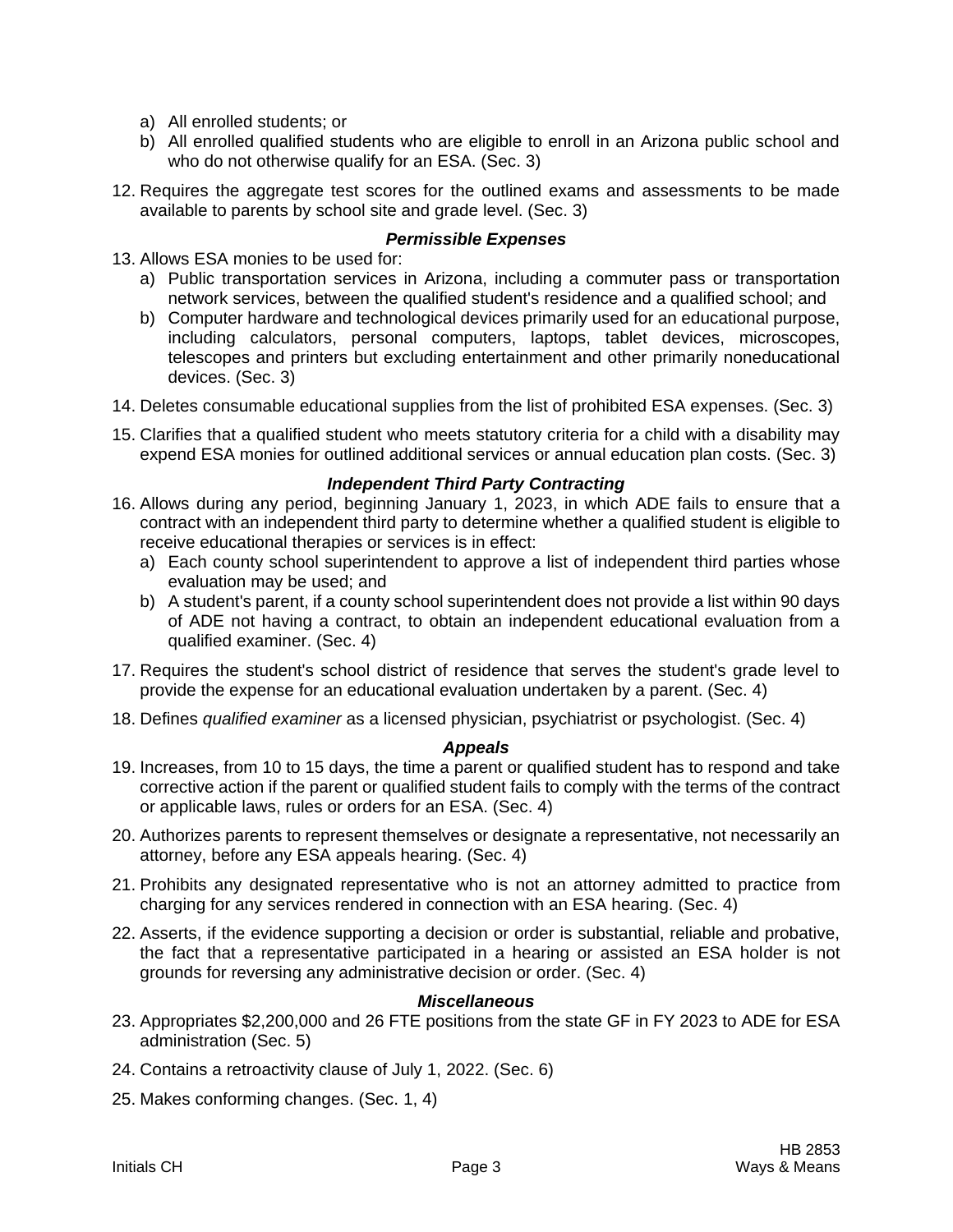a) All enrolled students; or
b) All enrolled qualified students who are eligible to enroll in an Arizona public school and who do not otherwise qualify for an ESA. (Sec. 3)

12. Requires the aggregate test scores for the outlined exams and assessments to be made available to parents by school site and grade level. (Sec. 3)

***Permissible Expenses***

13. Allows ESA monies to be used for:
    a) Public transportation services in Arizona, including a commuter pass or transportation network services, between the qualified student's residence and a qualified school; and
    b) Computer hardware and technological devices primarily used for an educational purpose, including calculators, personal computers, laptops, tablet devices, microscopes, telescopes and printers but excluding entertainment and other primarily noneducational devices. (Sec. 3)
14. Deletes consumable educational supplies from the list of prohibited ESA expenses. (Sec. 3)
15. Clarifies that a qualified student who meets statutory criteria for a child with a disability may expend ESA monies for outlined additional services or annual education plan costs. (Sec. 3)

***Independent Third Party Contracting***

16. Allows during any period, beginning January 1, 2023, in which ADE fails to ensure that a contract with an independent third party to determine whether a qualified student is eligible to receive educational therapies or services is in effect:
    a) Each county school superintendent to approve a list of independent third parties whose evaluation may be used; and
    b) A student's parent, if a county school superintendent does not provide a list within 90 days of ADE not having a contract, to obtain an independent educational evaluation from a qualified examiner. (Sec. 4)
17. Requires the student's school district of residence that serves the student's grade level to provide the expense for an educational evaluation undertaken by a parent. (Sec. 4)
18. Defines *qualified examiner* as a licensed physician, psychiatrist or psychologist. (Sec. 4)

***Appeals***

19. Increases, from 10 to 15 days, the time a parent or qualified student has to respond and take corrective action if the parent or qualified student fails to comply with the terms of the contract or applicable laws, rules or orders for an ESA. (Sec. 4)
20. Authorizes parents to represent themselves or designate a representative, not necessarily an attorney, before any ESA appeals hearing. (Sec. 4)
21. Prohibits any designated representative who is not an attorney admitted to practice from charging for any services rendered in connection with an ESA hearing. (Sec. 4)
22. Asserts, if the evidence supporting a decision or order is substantial, reliable and probative, the fact that a representative participated in a hearing or assisted an ESA holder is not grounds for reversing any administrative decision or order. (Sec. 4)

***Miscellaneous***

23. Appropriates $2,200,000 and 26 FTE positions from the state GF in FY 2023 to ADE for ESA administration (Sec. 5)
24. Contains a retroactivity clause of July 1, 2022. (Sec. 6)
25. Makes conforming changes. (Sec. 1, 4)